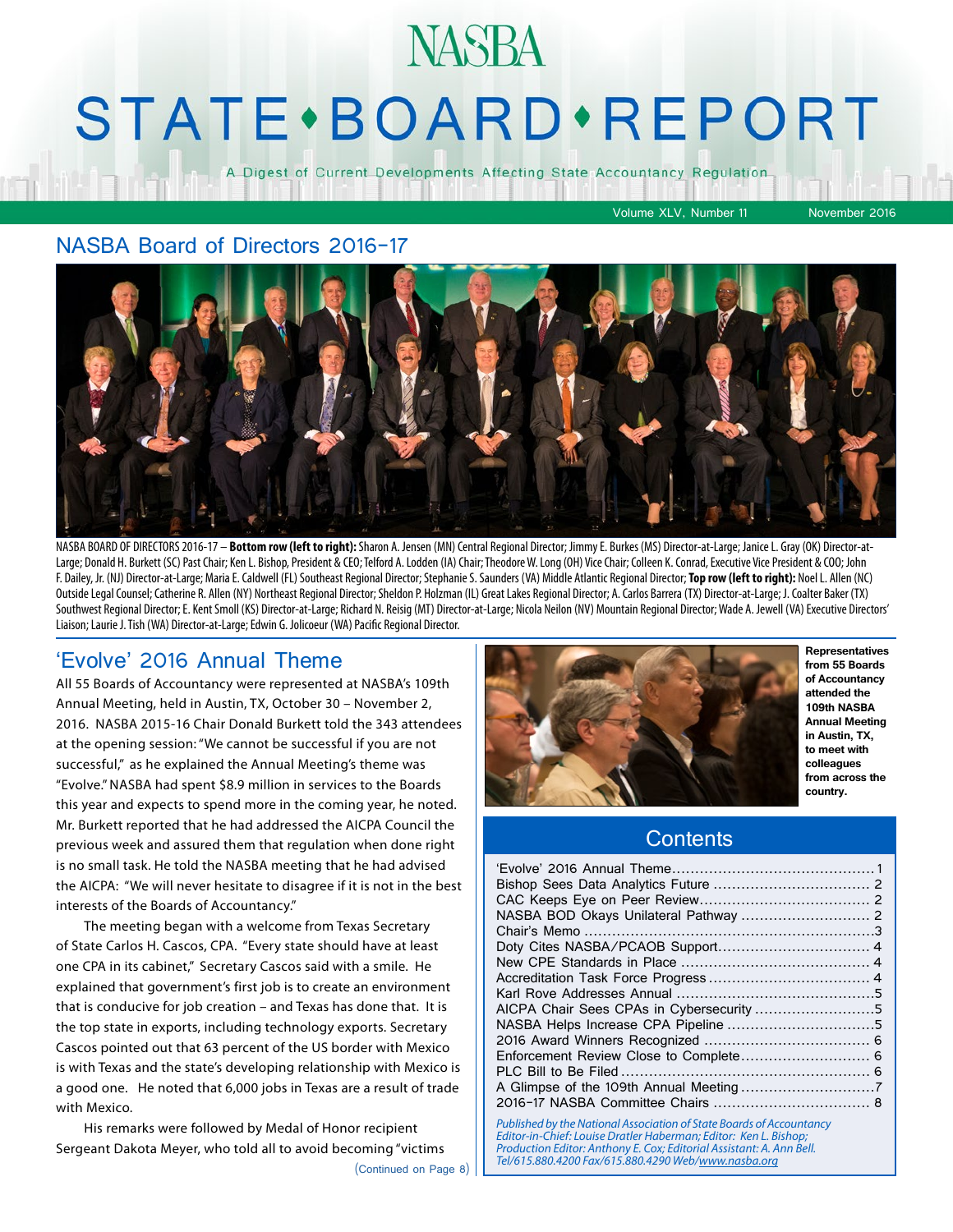# NASBA

# STATE • BOARD • REPORT

A Digest of Current Developments Affecting State Accountancy Regulation

Volume XLV, Number 11 November 2016

## NASBA Board of Directors 2016-17

NASBA BOARD OF DIRECTORS 2016-17 – **Bottom row (left to right):** Sharon A. Jensen (MN) Central Regional Director; Jimmy E. Burkes (MS) Director-at-Large; Janice L. Gray (OK) Director-at-Large; Donald H. Burkett (SC) Past Chair; Ken L. Bishop, President & CEO; Telford A. Lodden (IA) Chair; Theodore W. Long (OH) Vice Chair; Colleen K. Conrad, Executive Vice President & COO; John F. Dailey, Jr. (NJ) Director-at-Large; Maria E. Caldwell (FL) Southeast Regional Director; Stephanie S. Saunders (VA) Middle Atlantic Regional Director; **Top row (left to right):** Noel L. Allen (NC) Outside Legal Counsel; Catherine R. Allen (NY) Northeast Regional Director; Sheldon P. Holzman (IL) Great Lakes Regional Director; A. Carlos Barrera (TX) Director-at-Large; J. Coalter Baker (TX) Southwest Regional Director; E. Kent Smoll (KS) Director-at-Large; Richard N. Reisig (MT) Director-at-Large; Nicola Neilon (NV) Mountain Regional Director; Wade A. Jewell (VA) Executive Directors' Liaison; Laurie J. Tish (WA) Director-at-Large; Edwin G. Jolicoeur (WA) Pacific Regional Director.

## 'Evolve' 2016 Annual Theme

All 55 Boards of Accountancy were represented at NASBA's 109th Annual Meeting, held in Austin, TX, October 30 – November 2, 2016. NASBA 2015-16 Chair Donald Burkett told the 343 attendees at the opening session: "We cannot be successful if you are not successful," as he explained the Annual Meeting's theme was "Evolve." NASBA had spent $8.9 million in services to the Boards this year and expects to spend more in the coming year, he noted. Mr. Burkett reported that he had addressed the AICPA Council the previous week and assured them that regulation when done right is no small task. He told the NASBA meeting that he had advised the AICPA: "We will never hesitate to disagree if it is not in the best interests of the Boards of Accountancy."

The meeting began with a welcome from Texas Secretary of State Carlos H. Cascos, CPA. "Every state should have at least one CPA in its cabinet," Secretary Cascos said with a smile. He explained that government's first job is to create an environment that is conducive for job creation – and Texas has done that. It is the top state in exports, including technology exports. Secretary Cascos pointed out that 63 percent of the US border with Mexico is with Texas and the state's developing relationship with Mexico is a good one. He noted that 6,000 jobs in Texas are a result of trade with Mexico.

His remarks were followed by Medal of Honor recipient Sergeant Dakota Meyer, who told all to avoid becoming "victims

(Continued on Page 8)

**Representatives from 55 Boards of Accountancy attended the 109th NASBA Annual Meeting in Austin, TX, to meet with colleagues from across the country.**

## Contents

- 'Evolve' 2016 Annual Theme .... 1
- Bishop Sees Data Analytics Future .... 2
- CAC Keeps Eye on Peer Review .... 2
- NASBA BOD Okays Unilateral Pathway .... 2
- Chair's Memo .... 3
- Doty Cites NASBA/PCAOB Support .... 4
- New CPE Standards in Place .... 4
- Accreditation Task Force Progress .... 4
- Karl Rove Addresses Annual .... 5
- AICPA Chair Sees CPAs in Cybersecurity .... 5
- NASBA Helps Increase CPA Pipeline .... 5
- 2016 Award Winners Recognized .... 6
- Enforcement Review Close to Complete .... 6
- PLC Bill to Be Filed .... 6
- A Glimpse of the 109th Annual Meeting .... 7
- 2016-17 NASBA Committee Chairs .... 8

*Published by the National Association of State Boards of Accountancy*
*Editor-in-Chief: Louise Dratler Haberman; Editor: Ken L. Bishop;*
*Production Editor: Anthony E. Cox; Editorial Assistant: A. Ann Bell.*
*Tel/615.880.4200 Fax/615.880.4290 Web/www.nasba.org*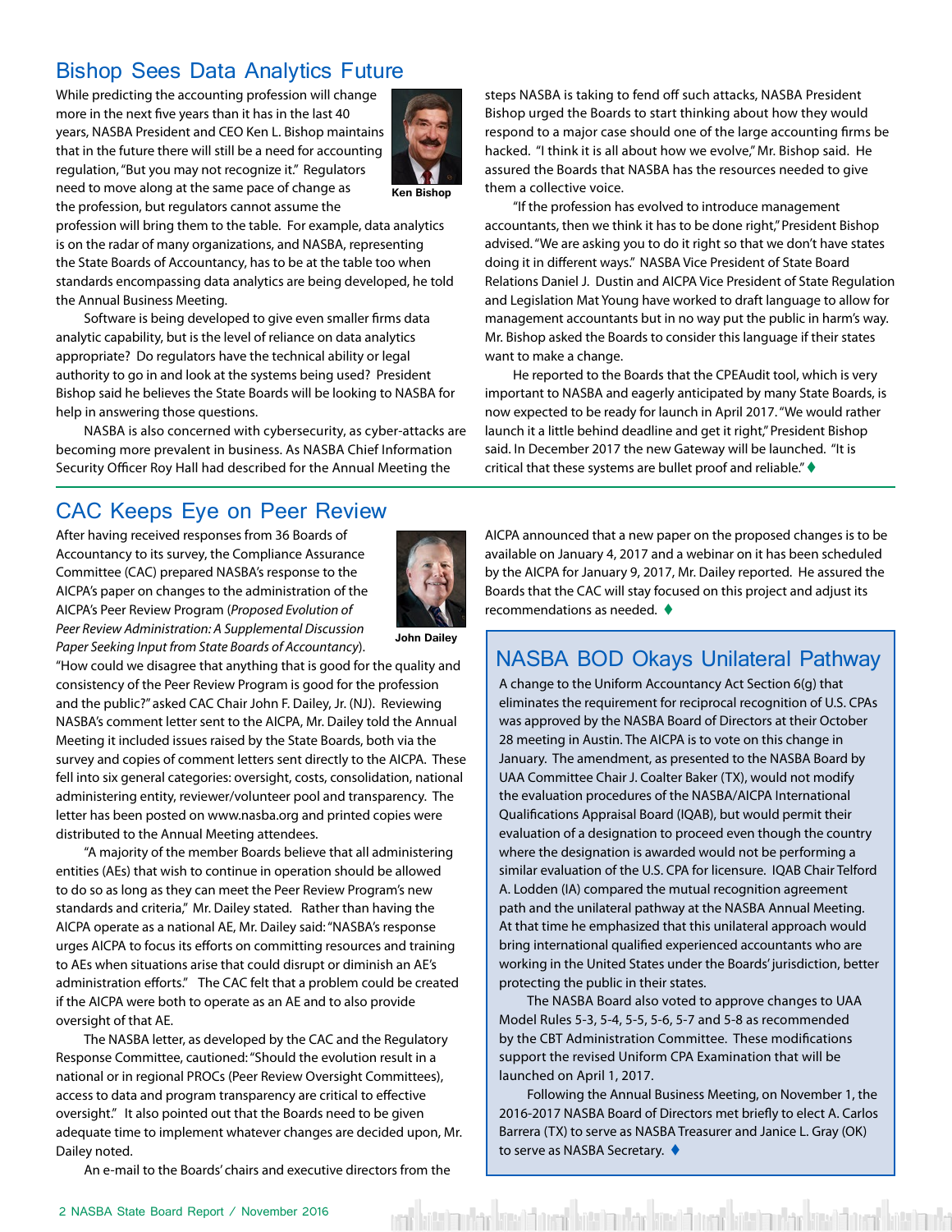## Bishop Sees Data Analytics Future

Ken Bishop

While predicting the accounting profession will change more in the next five years than it has in the last 40 years, NASBA President and CEO Ken L. Bishop maintains that in the future there will still be a need for accounting regulation, "But you may not recognize it." Regulators need to move along at the same pace of change as the profession, but regulators cannot assume the profession will bring them to the table. For example, data analytics is on the radar of many organizations, and NASBA, representing the State Boards of Accountancy, has to be at the table too when standards encompassing data analytics are being developed, he told the Annual Business Meeting.

Software is being developed to give even smaller firms data analytic capability, but is the level of reliance on data analytics appropriate? Do regulators have the technical ability or legal authority to go in and look at the systems being used? President Bishop said he believes the State Boards will be looking to NASBA for help in answering those questions.

NASBA is also concerned with cybersecurity, as cyber-attacks are becoming more prevalent in business. As NASBA Chief Information Security Officer Roy Hall had described for the Annual Meeting the steps NASBA is taking to fend off such attacks, NASBA President Bishop urged the Boards to start thinking about how they would respond to a major case should one of the large accounting firms be hacked. "I think it is all about how we evolve," Mr. Bishop said. He assured the Boards that NASBA has the resources needed to give them a collective voice.

"If the profession has evolved to introduce management accountants, then we think it has to be done right," President Bishop advised. "We are asking you to do it right so that we don't have states doing it in different ways." NASBA Vice President of State Board Relations Daniel J. Dustin and AICPA Vice President of State Regulation and Legislation Mat Young have worked to draft language to allow for management accountants but in no way put the public in harm's way. Mr. Bishop asked the Boards to consider this language if their states want to make a change.

He reported to the Boards that the CPEAudit tool, which is very important to NASBA and eagerly anticipated by many State Boards, is now expected to be ready for launch in April 2017. "We would rather launch it a little behind deadline and get it right," President Bishop said. In December 2017 the new Gateway will be launched. "It is critical that these systems are bullet proof and reliable." ♦

## CAC Keeps Eye on Peer Review

John Dailey

After having received responses from 36 Boards of Accountancy to its survey, the Compliance Assurance Committee (CAC) prepared NASBA's response to the AICPA's paper on changes to the administration of the AICPA's Peer Review Program (*Proposed Evolution of Peer Review Administration: A Supplemental Discussion Paper Seeking Input from State Boards of Accountancy*). "How could we disagree that anything that is good for the quality and consistency of the Peer Review Program is good for the profession and the public?" asked CAC Chair John F. Dailey, Jr. (NJ). Reviewing NASBA's comment letter sent to the AICPA, Mr. Dailey told the Annual Meeting it included issues raised by the State Boards, both via the survey and copies of comment letters sent directly to the AICPA. These fell into six general categories: oversight, costs, consolidation, national administering entity, reviewer/volunteer pool and transparency. The letter has been posted on www.nasba.org and printed copies were distributed to the Annual Meeting attendees.

"A majority of the member Boards believe that all administering entities (AEs) that wish to continue in operation should be allowed to do so as long as they can meet the Peer Review Program's new standards and criteria," Mr. Dailey stated. Rather than having the AICPA operate as a national AE, Mr. Dailey said: "NASBA's response urges AICPA to focus its efforts on committing resources and training to AEs when situations arise that could disrupt or diminish an AE's administration efforts." The CAC felt that a problem could be created if the AICPA were both to operate as an AE and to also provide oversight of that AE.

The NASBA letter, as developed by the CAC and the Regulatory Response Committee, cautioned: "Should the evolution result in a national or in regional PROCs (Peer Review Oversight Committees), access to data and program transparency are critical to effective oversight." It also pointed out that the Boards need to be given adequate time to implement whatever changes are decided upon, Mr. Dailey noted.

An e-mail to the Boards' chairs and executive directors from the AICPA announced that a new paper on the proposed changes is to be available on January 4, 2017 and a webinar on it has been scheduled by the AICPA for January 9, 2017, Mr. Dailey reported. He assured the Boards that the CAC will stay focused on this project and adjust its recommendations as needed. ♦

## NASBA BOD Okays Unilateral Pathway

A change to the Uniform Accountancy Act Section 6(g) that eliminates the requirement for reciprocal recognition of U.S. CPAs was approved by the NASBA Board of Directors at their October 28 meeting in Austin. The AICPA is to vote on this change in January. The amendment, as presented to the NASBA Board by UAA Committee Chair J. Coalter Baker (TX), would not modify the evaluation procedures of the NASBA/AICPA International Qualifications Appraisal Board (IQAB), but would permit their evaluation of a designation to proceed even though the country where the designation is awarded would not be performing a similar evaluation of the U.S. CPA for licensure. IQAB Chair Telford A. Lodden (IA) compared the mutual recognition agreement path and the unilateral pathway at the NASBA Annual Meeting. At that time he emphasized that this unilateral approach would bring international qualified experienced accountants who are working in the United States under the Boards' jurisdiction, better protecting the public in their states.

The NASBA Board also voted to approve changes to UAA Model Rules 5-3, 5-4, 5-5, 5-6, 5-7 and 5-8 as recommended by the CBT Administration Committee. These modifications support the revised Uniform CPA Examination that will be launched on April 1, 2017.

Following the Annual Business Meeting, on November 1, the 2016-2017 NASBA Board of Directors met briefly to elect A. Carlos Barrera (TX) to serve as NASBA Treasurer and Janice L. Gray (OK) to serve as NASBA Secretary. ♦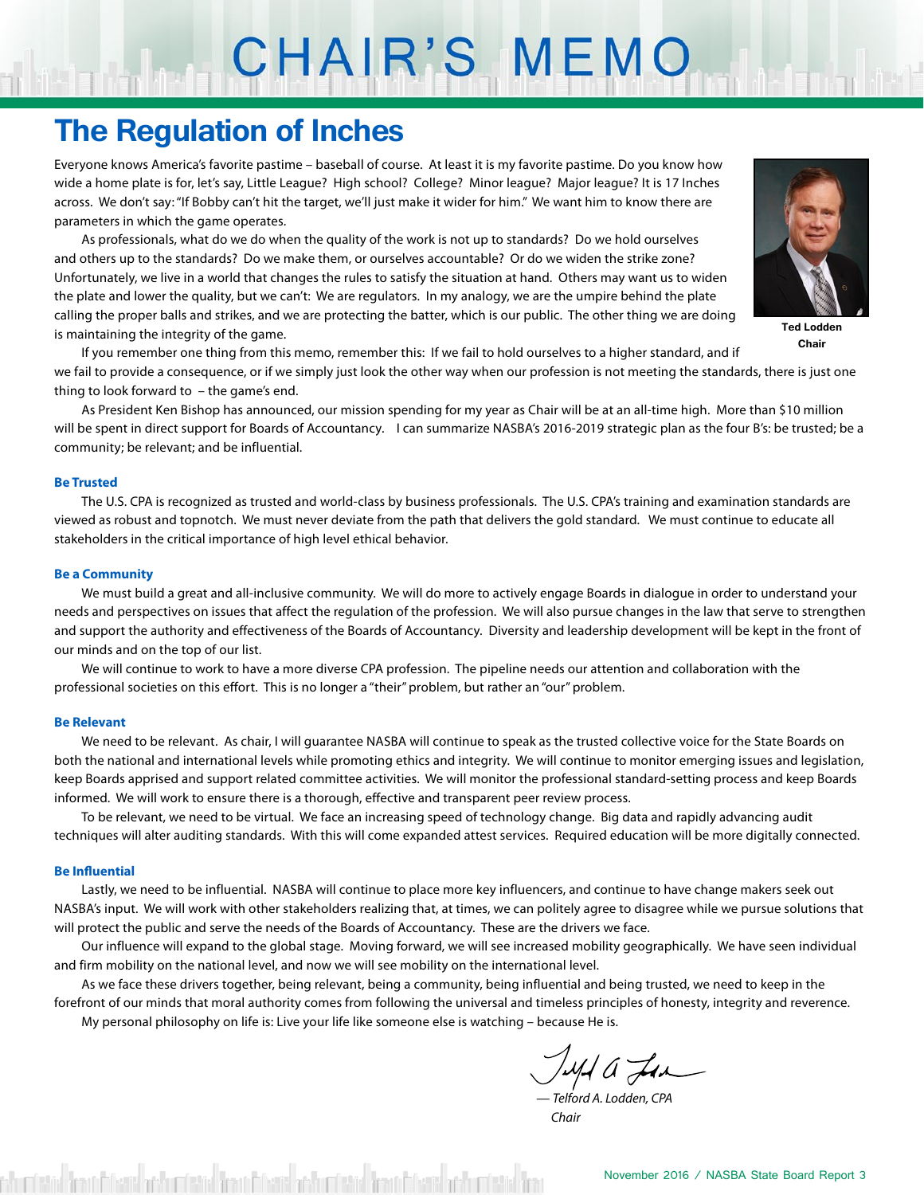# CHAIR'S MEMO

## The Regulation of Inches

Everyone knows America's favorite pastime – baseball of course. At least it is my favorite pastime. Do you know how wide a home plate is for, let's say, Little League? High school? College? Minor league? Major league? It is 17 Inches across. We don't say: "If Bobby can't hit the target, we'll just make it wider for him." We want him to know there are parameters in which the game operates.

As professionals, what do we do when the quality of the work is not up to standards? Do we hold ourselves and others up to the standards? Do we make them, or ourselves accountable? Or do we widen the strike zone? Unfortunately, we live in a world that changes the rules to satisfy the situation at hand. Others may want us to widen the plate and lower the quality, but we can't: We are regulators. In my analogy, we are the umpire behind the plate calling the proper balls and strikes, and we are protecting the batter, which is our public. The other thing we are doing is maintaining the integrity of the game.

**Ted Lodden**
**Chair**

If you remember one thing from this memo, remember this: If we fail to hold ourselves to a higher standard, and if we fail to provide a consequence, or if we simply just look the other way when our profession is not meeting the standards, there is just one thing to look forward to – the game's end.

As President Ken Bishop has announced, our mission spending for my year as Chair will be at an all-time high. More than $10 million will be spent in direct support for Boards of Accountancy. I can summarize NASBA's 2016-2019 strategic plan as the four B's: be trusted; be a community; be relevant; and be influential.

### Be Trusted

The U.S. CPA is recognized as trusted and world-class by business professionals. The U.S. CPA's training and examination standards are viewed as robust and topnotch. We must never deviate from the path that delivers the gold standard. We must continue to educate all stakeholders in the critical importance of high level ethical behavior.

### Be a Community

We must build a great and all-inclusive community. We will do more to actively engage Boards in dialogue in order to understand your needs and perspectives on issues that affect the regulation of the profession. We will also pursue changes in the law that serve to strengthen and support the authority and effectiveness of the Boards of Accountancy. Diversity and leadership development will be kept in the front of our minds and on the top of our list.

We will continue to work to have a more diverse CPA profession. The pipeline needs our attention and collaboration with the professional societies on this effort. This is no longer a "their" problem, but rather an "our" problem.

### Be Relevant

We need to be relevant. As chair, I will guarantee NASBA will continue to speak as the trusted collective voice for the State Boards on both the national and international levels while promoting ethics and integrity. We will continue to monitor emerging issues and legislation, keep Boards apprised and support related committee activities. We will monitor the professional standard-setting process and keep Boards informed. We will work to ensure there is a thorough, effective and transparent peer review process.

To be relevant, we need to be virtual. We face an increasing speed of technology change. Big data and rapidly advancing audit techniques will alter auditing standards. With this will come expanded attest services. Required education will be more digitally connected.

### Be Influential

Lastly, we need to be influential. NASBA will continue to place more key influencers, and continue to have change makers seek out NASBA's input. We will work with other stakeholders realizing that, at times, we can politely agree to disagree while we pursue solutions that will protect the public and serve the needs of the Boards of Accountancy. These are the drivers we face.

Our influence will expand to the global stage. Moving forward, we will see increased mobility geographically. We have seen individual and firm mobility on the national level, and now we will see mobility on the international level.

As we face these drivers together, being relevant, being a community, being influential and being trusted, we need to keep in the forefront of our minds that moral authority comes from following the universal and timeless principles of honesty, integrity and reverence.

My personal philosophy on life is: Live your life like someone else is watching – because He is.

*— Telford A. Lodden, CPA*
*Chair*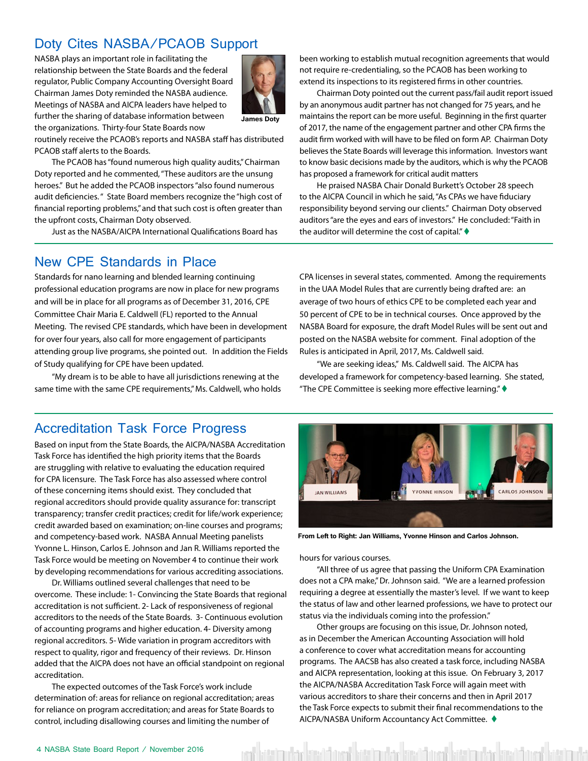## Doty Cites NASBA/PCAOB Support

NASBA plays an important role in facilitating the relationship between the State Boards and the federal regulator, Public Company Accounting Oversight Board Chairman James Doty reminded the NASBA audience. Meetings of NASBA and AICPA leaders have helped to further the sharing of database information between the organizations. Thirty-four State Boards now routinely receive the PCAOB's reports and NASBA staff has distributed PCAOB staff alerts to the Boards.

James Doty

The PCAOB has "found numerous high quality audits," Chairman Doty reported and he commented, "These auditors are the unsung heroes." But he added the PCAOB inspectors "also found numerous audit deficiencies." State Board members recognize the "high cost of financial reporting problems," and that such cost is often greater than the upfront costs, Chairman Doty observed.

Just as the NASBA/AICPA International Qualifications Board has been working to establish mutual recognition agreements that would not require re-credentialing, so the PCAOB has been working to extend its inspections to its registered firms in other countries.

Chairman Doty pointed out the current pass/fail audit report issued by an anonymous audit partner has not changed for 75 years, and he maintains the report can be more useful. Beginning in the first quarter of 2017, the name of the engagement partner and other CPA firms the audit firm worked with will have to be filed on form AP. Chairman Doty believes the State Boards will leverage this information. Investors want to know basic decisions made by the auditors, which is why the PCAOB has proposed a framework for critical audit matters

He praised NASBA Chair Donald Burkett's October 28 speech to the AICPA Council in which he said, "As CPAs we have fiduciary responsibility beyond serving our clients." Chairman Doty observed auditors "are the eyes and ears of investors." He concluded: "Faith in the auditor will determine the cost of capital." ♦

## New CPE Standards in Place

Standards for nano learning and blended learning continuing professional education programs are now in place for new programs and will be in place for all programs as of December 31, 2016, CPE Committee Chair Maria E. Caldwell (FL) reported to the Annual Meeting. The revised CPE standards, which have been in development for over four years, also call for more engagement of participants attending group live programs, she pointed out. In addition the Fields of Study qualifying for CPE have been updated.

"My dream is to be able to have all jurisdictions renewing at the same time with the same CPE requirements," Ms. Caldwell, who holds CPA licenses in several states, commented. Among the requirements in the UAA Model Rules that are currently being drafted are: an average of two hours of ethics CPE to be completed each year and 50 percent of CPE to be in technical courses. Once approved by the NASBA Board for exposure, the draft Model Rules will be sent out and posted on the NASBA website for comment. Final adoption of the Rules is anticipated in April, 2017, Ms. Caldwell said.

"We are seeking ideas," Ms. Caldwell said. The AICPA has developed a framework for competency-based learning. She stated, "The CPE Committee is seeking more effective learning." ♦

## Accreditation Task Force Progress

Based on input from the State Boards, the AICPA/NASBA Accreditation Task Force has identified the high priority items that the Boards are struggling with relative to evaluating the education required for CPA licensure. The Task Force has also assessed where control of these concerning items should exist. They concluded that regional accreditors should provide quality assurance for: transcript transparency; transfer credit practices; credit for life/work experience; credit awarded based on examination; on-line courses and programs; and competency-based work. NASBA Annual Meeting panelists Yvonne L. Hinson, Carlos E. Johnson and Jan R. Williams reported the Task Force would be meeting on November 4 to continue their work by developing recommendations for various accrediting associations.

Dr. Williams outlined several challenges that need to be overcome. These include: 1- Convincing the State Boards that regional accreditation is not sufficient. 2- Lack of responsiveness of regional accreditors to the needs of the State Boards. 3- Continuous evolution of accounting programs and higher education. 4- Diversity among regional accreditors. 5- Wide variation in program accreditors with respect to quality, rigor and frequency of their reviews. Dr. Hinson added that the AICPA does not have an official standpoint on regional accreditation.

The expected outcomes of the Task Force's work include determination of: areas for reliance on regional accreditation; areas for reliance on program accreditation; and areas for State Boards to control, including disallowing courses and limiting the number of hours for various courses.

From Left to Right: Jan Williams, Yvonne Hinson and Carlos Johnson.

"All three of us agree that passing the Uniform CPA Examination does not a CPA make," Dr. Johnson said. "We are a learned profession requiring a degree at essentially the master's level. If we want to keep the status of law and other learned professions, we have to protect our status via the individuals coming into the profession."

Other groups are focusing on this issue, Dr. Johnson noted, as in December the American Accounting Association will hold a conference to cover what accreditation means for accounting programs. The AACSB has also created a task force, including NASBA and AICPA representation, looking at this issue. On February 3, 2017 the AICPA/NASBA Accreditation Task Force will again meet with various accreditors to share their concerns and then in April 2017 the Task Force expects to submit their final recommendations to the AICPA/NASBA Uniform Accountancy Act Committee. ♦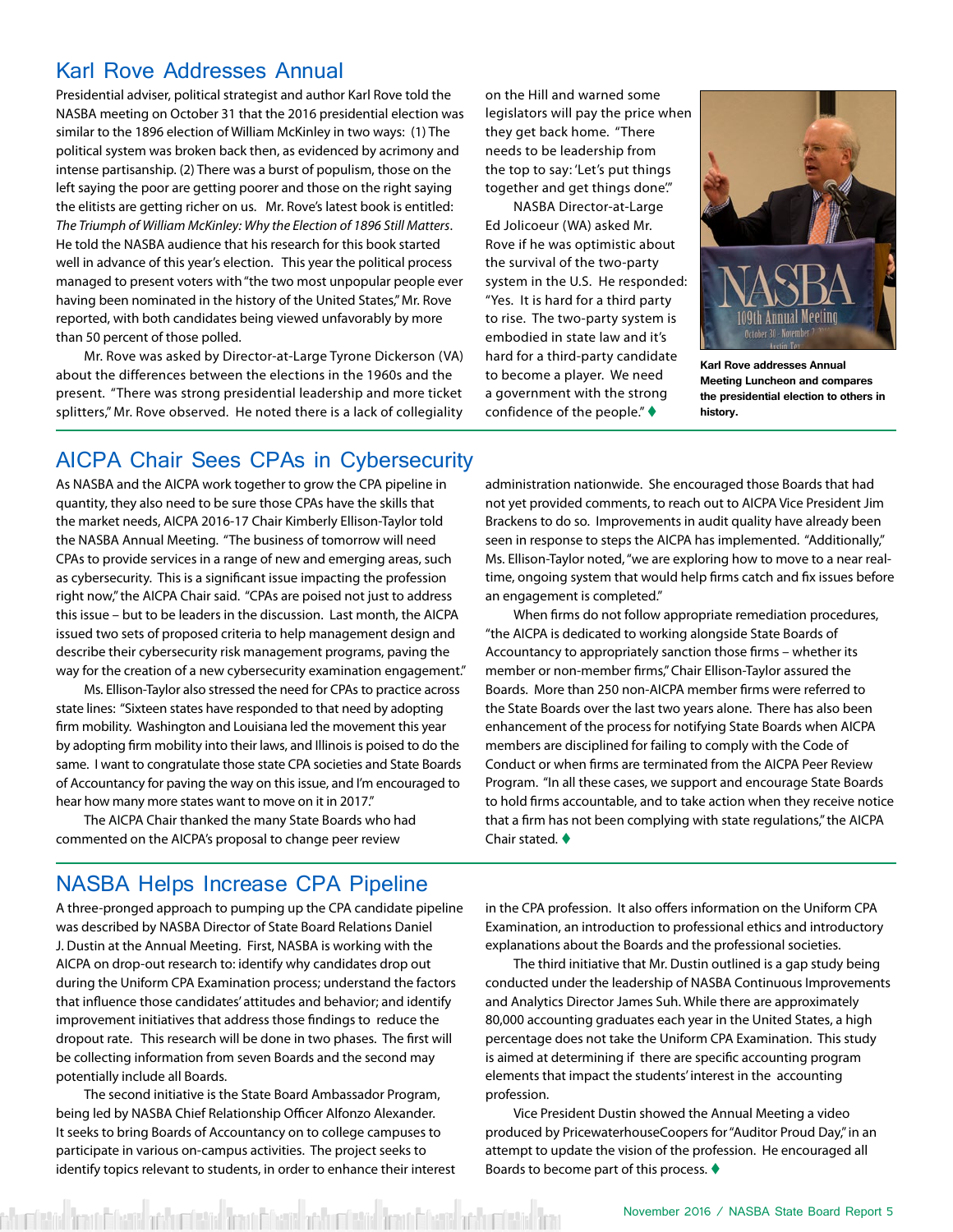## Karl Rove Addresses Annual

Presidential adviser, political strategist and author Karl Rove told the NASBA meeting on October 31 that the 2016 presidential election was similar to the 1896 election of William McKinley in two ways: (1) The political system was broken back then, as evidenced by acrimony and intense partisanship. (2) There was a burst of populism, those on the left saying the poor are getting poorer and those on the right saying the elitists are getting richer on us. Mr. Rove's latest book is entitled: *The Triumph of William McKinley: Why the Election of 1896 Still Matters*. He told the NASBA audience that his research for this book started well in advance of this year's election. This year the political process managed to present voters with "the two most unpopular people ever having been nominated in the history of the United States," Mr. Rove reported, with both candidates being viewed unfavorably by more than 50 percent of those polled.

Mr. Rove was asked by Director-at-Large Tyrone Dickerson (VA) about the differences between the elections in the 1960s and the present. "There was strong presidential leadership and more ticket splitters," Mr. Rove observed. He noted there is a lack of collegiality on the Hill and warned some legislators will pay the price when they get back home. "There needs to be leadership from the top to say: 'Let's put things together and get things done.'"

NASBA Director-at-Large Ed Jolicoeur (WA) asked Mr. Rove if he was optimistic about the survival of the two-party system in the U.S. He responded: "Yes. It is hard for a third party to rise. The two-party system is embodied in state law and it's hard for a third-party candidate to become a player. We need a government with the strong confidence of the people." ♦

**Karl Rove addresses Annual Meeting Luncheon and compares the presidential election to others in history.**

## AICPA Chair Sees CPAs in Cybersecurity

As NASBA and the AICPA work together to grow the CPA pipeline in quantity, they also need to be sure those CPAs have the skills that the market needs, AICPA 2016-17 Chair Kimberly Ellison-Taylor told the NASBA Annual Meeting. "The business of tomorrow will need CPAs to provide services in a range of new and emerging areas, such as cybersecurity. This is a significant issue impacting the profession right now," the AICPA Chair said. "CPAs are poised not just to address this issue – but to be leaders in the discussion. Last month, the AICPA issued two sets of proposed criteria to help management design and describe their cybersecurity risk management programs, paving the way for the creation of a new cybersecurity examination engagement."

Ms. Ellison-Taylor also stressed the need for CPAs to practice across state lines: "Sixteen states have responded to that need by adopting firm mobility. Washington and Louisiana led the movement this year by adopting firm mobility into their laws, and Illinois is poised to do the same. I want to congratulate those state CPA societies and State Boards of Accountancy for paving the way on this issue, and I'm encouraged to hear how many more states want to move on it in 2017."

The AICPA Chair thanked the many State Boards who had commented on the AICPA's proposal to change peer review administration nationwide. She encouraged those Boards that had not yet provided comments, to reach out to AICPA Vice President Jim Brackens to do so. Improvements in audit quality have already been seen in response to steps the AICPA has implemented. "Additionally," Ms. Ellison-Taylor noted, "we are exploring how to move to a near real-time, ongoing system that would help firms catch and fix issues before an engagement is completed."

When firms do not follow appropriate remediation procedures, "the AICPA is dedicated to working alongside State Boards of Accountancy to appropriately sanction those firms – whether its member or non-member firms," Chair Ellison-Taylor assured the Boards. More than 250 non-AICPA member firms were referred to the State Boards over the last two years alone. There has also been enhancement of the process for notifying State Boards when AICPA members are disciplined for failing to comply with the Code of Conduct or when firms are terminated from the AICPA Peer Review Program. "In all these cases, we support and encourage State Boards to hold firms accountable, and to take action when they receive notice that a firm has not been complying with state regulations," the AICPA Chair stated. ♦

## NASBA Helps Increase CPA Pipeline

A three-pronged approach to pumping up the CPA candidate pipeline was described by NASBA Director of State Board Relations Daniel J. Dustin at the Annual Meeting. First, NASBA is working with the AICPA on drop-out research to: identify why candidates drop out during the Uniform CPA Examination process; understand the factors that influence those candidates' attitudes and behavior; and identify improvement initiatives that address those findings to reduce the dropout rate. This research will be done in two phases. The first will be collecting information from seven Boards and the second may potentially include all Boards.

The second initiative is the State Board Ambassador Program, being led by NASBA Chief Relationship Officer Alfonzo Alexander. It seeks to bring Boards of Accountancy on to college campuses to participate in various on-campus activities. The project seeks to identify topics relevant to students, in order to enhance their interest in the CPA profession. It also offers information on the Uniform CPA Examination, an introduction to professional ethics and introductory explanations about the Boards and the professional societies.

The third initiative that Mr. Dustin outlined is a gap study being conducted under the leadership of NASBA Continuous Improvements and Analytics Director James Suh. While there are approximately 80,000 accounting graduates each year in the United States, a high percentage does not take the Uniform CPA Examination. This study is aimed at determining if there are specific accounting program elements that impact the students' interest in the accounting profession.

Vice President Dustin showed the Annual Meeting a video produced by PricewaterhouseCoopers for "Auditor Proud Day," in an attempt to update the vision of the profession. He encouraged all Boards to become part of this process. ♦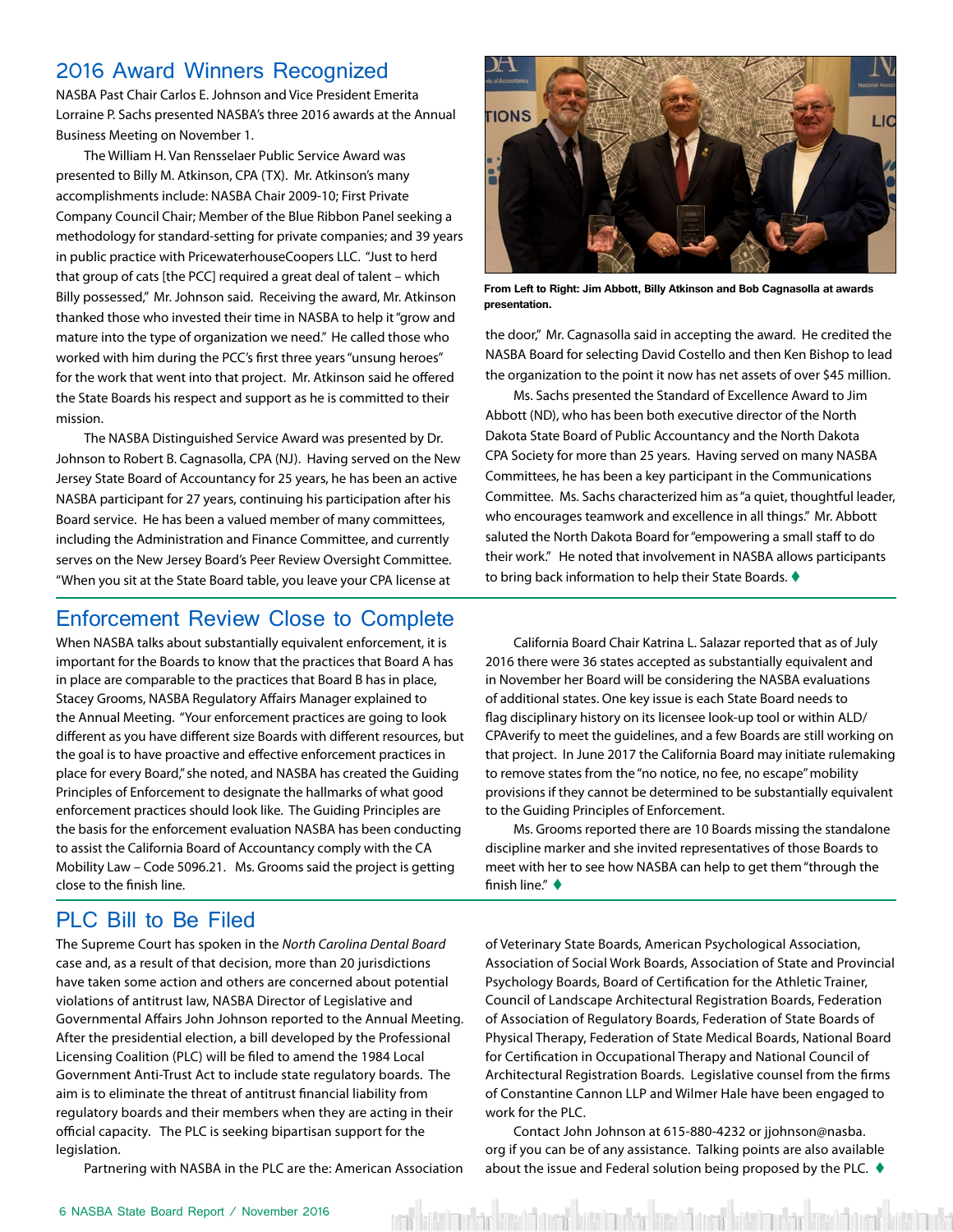## 2016 Award Winners Recognized

NASBA Past Chair Carlos E. Johnson and Vice President Emerita Lorraine P. Sachs presented NASBA's three 2016 awards at the Annual Business Meeting on November 1.

The William H. Van Rensselaer Public Service Award was presented to Billy M. Atkinson, CPA (TX). Mr. Atkinson's many accomplishments include: NASBA Chair 2009-10; First Private Company Council Chair; Member of the Blue Ribbon Panel seeking a methodology for standard-setting for private companies; and 39 years in public practice with PricewaterhouseCoopers LLC. "Just to herd that group of cats [the PCC] required a great deal of talent – which Billy possessed," Mr. Johnson said. Receiving the award, Mr. Atkinson thanked those who invested their time in NASBA to help it "grow and mature into the type of organization we need." He called those who worked with him during the PCC's first three years "unsung heroes" for the work that went into that project. Mr. Atkinson said he offered the State Boards his respect and support as he is committed to their mission.

The NASBA Distinguished Service Award was presented by Dr. Johnson to Robert B. Cagnasolla, CPA (NJ). Having served on the New Jersey State Board of Accountancy for 25 years, he has been an active NASBA participant for 27 years, continuing his participation after his Board service. He has been a valued member of many committees, including the Administration and Finance Committee, and currently serves on the New Jersey Board's Peer Review Oversight Committee. "When you sit at the State Board table, you leave your CPA license at the door," Mr. Cagnasolla said in accepting the award. He credited the NASBA Board for selecting David Costello and then Ken Bishop to lead the organization to the point it now has net assets of over $45 million.

From Left to Right: Jim Abbott, Billy Atkinson and Bob Cagnasolla at awards presentation.

Ms. Sachs presented the Standard of Excellence Award to Jim Abbott (ND), who has been both executive director of the North Dakota State Board of Public Accountancy and the North Dakota CPA Society for more than 25 years. Having served on many NASBA Committees, he has been a key participant in the Communications Committee. Ms. Sachs characterized him as "a quiet, thoughtful leader, who encourages teamwork and excellence in all things." Mr. Abbott saluted the North Dakota Board for "empowering a small staff to do their work." He noted that involvement in NASBA allows participants to bring back information to help their State Boards. ♦

## Enforcement Review Close to Complete

When NASBA talks about substantially equivalent enforcement, it is important for the Boards to know that the practices that Board A has in place are comparable to the practices that Board B has in place, Stacey Grooms, NASBA Regulatory Affairs Manager explained to the Annual Meeting. "Your enforcement practices are going to look different as you have different size Boards with different resources, but the goal is to have proactive and effective enforcement practices in place for every Board," she noted, and NASBA has created the Guiding Principles of Enforcement to designate the hallmarks of what good enforcement practices should look like. The Guiding Principles are the basis for the enforcement evaluation NASBA has been conducting to assist the California Board of Accountancy comply with the CA Mobility Law – Code 5096.21. Ms. Grooms said the project is getting close to the finish line.

California Board Chair Katrina L. Salazar reported that as of July 2016 there were 36 states accepted as substantially equivalent and in November her Board will be considering the NASBA evaluations of additional states. One key issue is each State Board needs to flag disciplinary history on its licensee look-up tool or within ALD/CPAverify to meet the guidelines, and a few Boards are still working on that project. In June 2017 the California Board may initiate rulemaking to remove states from the "no notice, no fee, no escape" mobility provisions if they cannot be determined to be substantially equivalent to the Guiding Principles of Enforcement.

Ms. Grooms reported there are 10 Boards missing the standalone discipline marker and she invited representatives of those Boards to meet with her to see how NASBA can help to get them "through the finish line." ♦

## PLC Bill to Be Filed

The Supreme Court has spoken in the *North Carolina Dental Board* case and, as a result of that decision, more than 20 jurisdictions have taken some action and others are concerned about potential violations of antitrust law, NASBA Director of Legislative and Governmental Affairs John Johnson reported to the Annual Meeting. After the presidential election, a bill developed by the Professional Licensing Coalition (PLC) will be filed to amend the 1984 Local Government Anti-Trust Act to include state regulatory boards. The aim is to eliminate the threat of antitrust financial liability from regulatory boards and their members when they are acting in their official capacity. The PLC is seeking bipartisan support for the legislation.

Partnering with NASBA in the PLC are the: American Association of Veterinary State Boards, American Psychological Association, Association of Social Work Boards, Association of State and Provincial Psychology Boards, Board of Certification for the Athletic Trainer, Council of Landscape Architectural Registration Boards, Federation of Association of Regulatory Boards, Federation of State Boards of Physical Therapy, Federation of State Medical Boards, National Board for Certification in Occupational Therapy and National Council of Architectural Registration Boards. Legislative counsel from the firms of Constantine Cannon LLP and Wilmer Hale have been engaged to work for the PLC.

Contact John Johnson at 615-880-4232 or jjohnson@nasba.org if you can be of any assistance. Talking points are also available about the issue and Federal solution being proposed by the PLC. ♦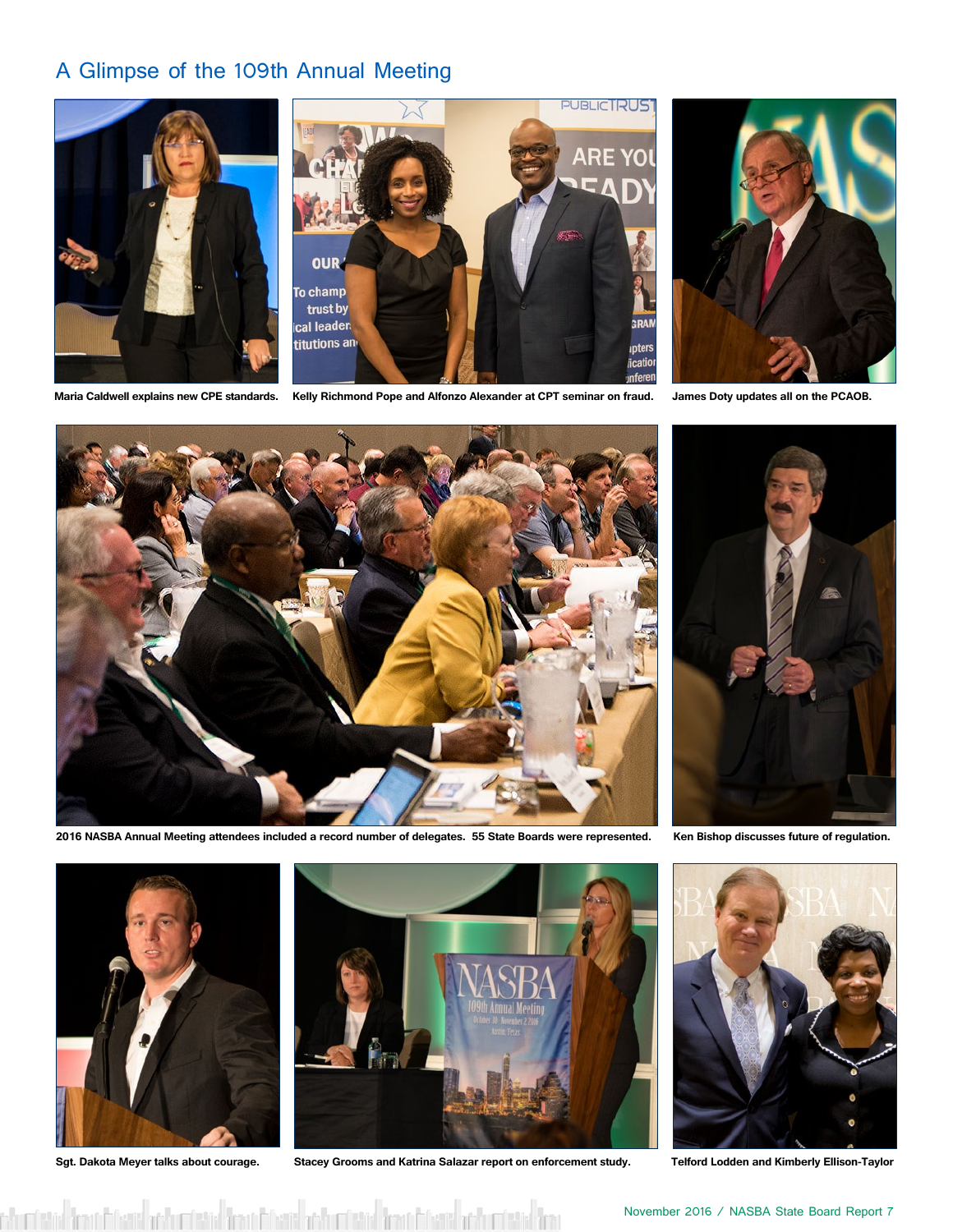## A Glimpse of the 109th Annual Meeting

Maria Caldwell explains new CPE standards.

Kelly Richmond Pope and Alfonzo Alexander at CPT seminar on fraud.

James Doty updates all on the PCAOB.

2016 NASBA Annual Meeting attendees included a record number of delegates. 55 State Boards were represented.

Ken Bishop discusses future of regulation.

Sgt. Dakota Meyer talks about courage.

Stacey Grooms and Katrina Salazar report on enforcement study.

Telford Lodden and Kimberly Ellison-Taylor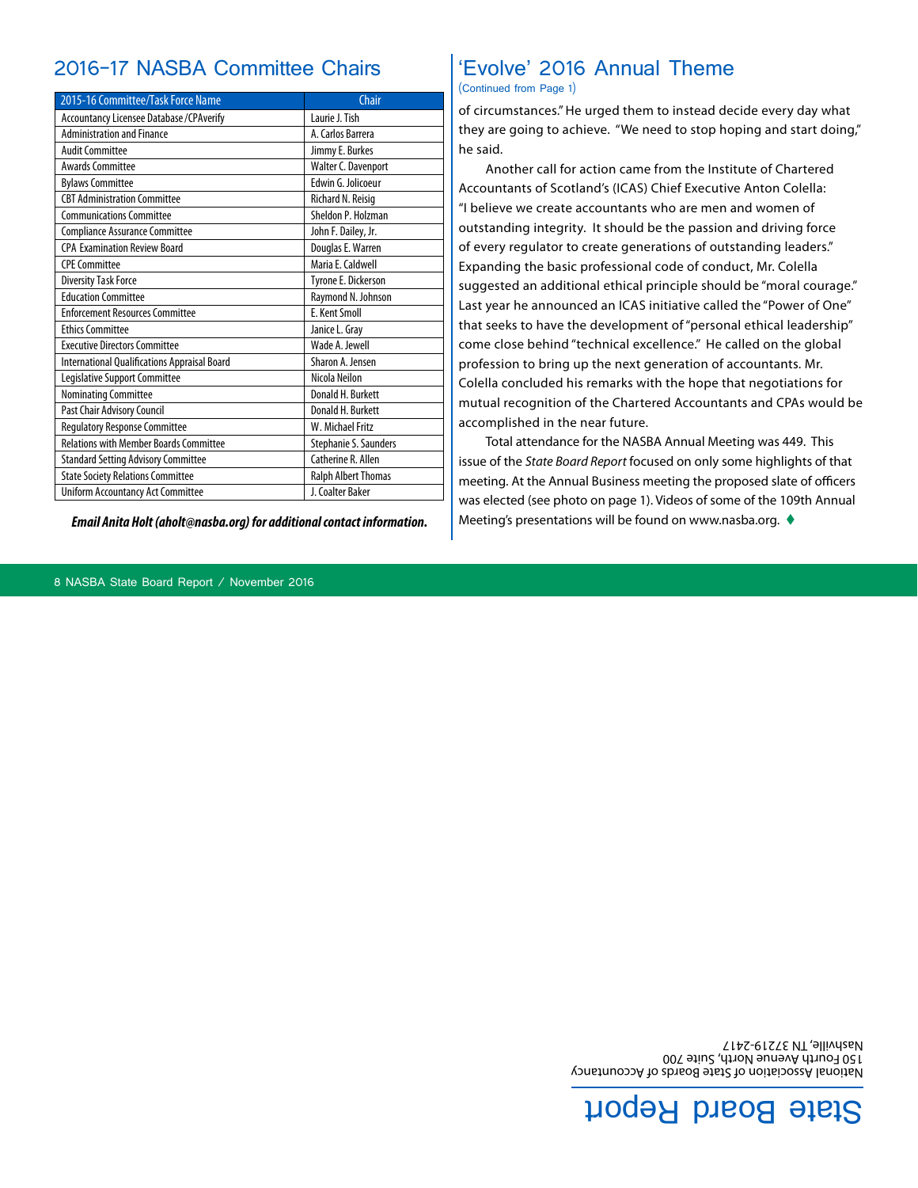## 2016-17 NASBA Committee Chairs

| 2015-16 Committee/Task Force Name | Chair |
|---|---|
| Accountancy Licensee Database /CPAverify | Laurie J. Tish |
| Administration and Finance | A. Carlos Barrera |
| Audit Committee | Jimmy E. Burkes |
| Awards Committee | Walter C. Davenport |
| Bylaws Committee | Edwin G. Jolicoeur |
| CBT Administration Committee | Richard N. Reisig |
| Communications Committee | Sheldon P. Holzman |
| Compliance Assurance Committee | John F. Dailey, Jr. |
| CPA Examination Review Board | Douglas E. Warren |
| CPE Committee | Maria E. Caldwell |
| Diversity Task Force | Tyrone E. Dickerson |
| Education Committee | Raymond N. Johnson |
| Enforcement Resources Committee | E. Kent Smoll |
| Ethics Committee | Janice L. Gray |
| Executive Directors Committee | Wade A. Jewell |
| International Qualifications Appraisal Board | Sharon A. Jensen |
| Legislative Support Committee | Nicola Neilon |
| Nominating Committee | Donald H. Burkett |
| Past Chair Advisory Council | Donald H. Burkett |
| Regulatory Response Committee | W. Michael Fritz |
| Relations with Member Boards Committee | Stephanie S. Saunders |
| Standard Setting Advisory Committee | Catherine R. Allen |
| State Society Relations Committee | Ralph Albert Thomas |
| Uniform Accountancy Act Committee | J. Coalter Baker |

***Email Anita Holt (aholt@nasba.org) for additional contact information.***

## 'Evolve' 2016 Annual Theme

(Continued from Page 1)

of circumstances." He urged them to instead decide every day what they are going to achieve. "We need to stop hoping and start doing," he said.

Another call for action came from the Institute of Chartered Accountants of Scotland's (ICAS) Chief Executive Anton Colella: "I believe we create accountants who are men and women of outstanding integrity. It should be the passion and driving force of every regulator to create generations of outstanding leaders." Expanding the basic professional code of conduct, Mr. Colella suggested an additional ethical principle should be "moral courage." Last year he announced an ICAS initiative called the "Power of One" that seeks to have the development of "personal ethical leadership" come close behind "technical excellence." He called on the global profession to bring up the next generation of accountants. Mr. Colella concluded his remarks with the hope that negotiations for mutual recognition of the Chartered Accountants and CPAs would be accomplished in the near future.

Total attendance for the NASBA Annual Meeting was 449. This issue of the *State Board Report* focused on only some highlights of that meeting. At the Annual Business meeting the proposed slate of officers was elected (see photo on page 1). Videos of some of the 109th Annual Meeting's presentations will be found on www.nasba.org. ♦

State Board Report

National Association of State Boards of Accountancy
150 Fourth Avenue North, Suite 700
Nashville, TN 37219-2417